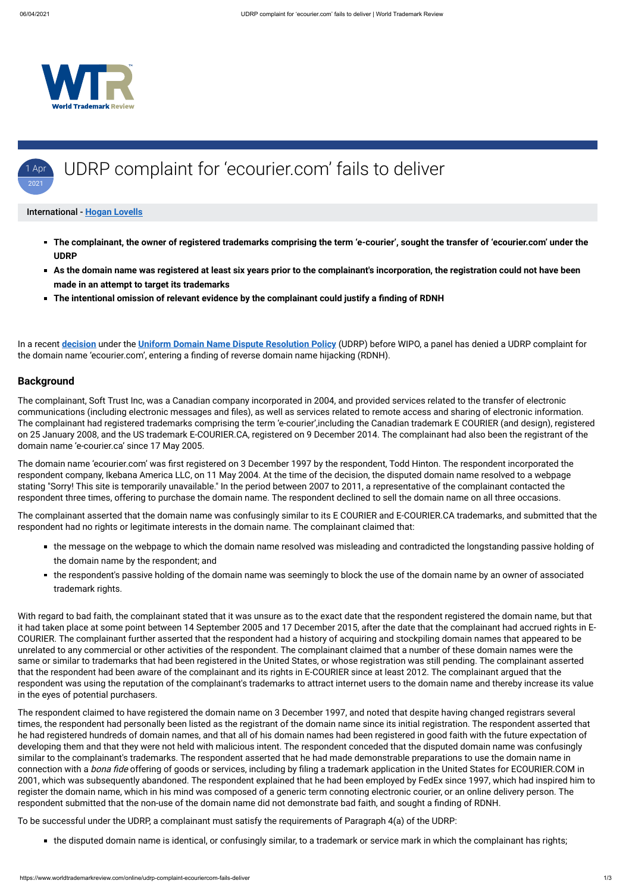# UDRP complaint for 'ecourier.com' fails to deliver

1 Apr 2021

**International - [Hogan Lovells]**

- **The complainant, the owner of registered trademarks comprising the term 'e-courier', sought the transfer of 'ecourier.com' under the UDRP**
- **As the domain name was registered at least six years prior to the complainant's incorporation, the registration could not have been made in an attempt to target its trademarks**
- **The intentional omission of relevant evidence by the complainant could justify a finding of RDNH**

In a recent **decision** under the **Uniform Domain Name Dispute Resolution Policy** (UDRP) before WIPO, a panel has denied a UDRP complaint for the domain name 'ecourier.com', entering a finding of reverse domain name hijacking (RDNH).

## Background

The complainant, Soft Trust Inc, was a Canadian company incorporated in 2004, and provided services related to the transfer of electronic communications (including electronic messages and files), as well as services related to remote access and sharing of electronic information. The complainant had registered trademarks comprising the term 'e-courier',including the Canadian trademark E COURIER (and design), registered on 25 January 2008, and the US trademark E-COURIER.CA, registered on 9 December 2014. The complainant had also been the registrant of the domain name 'e-courier.ca' since 17 May 2005.

The domain name 'ecourier.com' was first registered on 3 December 1997 by the respondent, Todd Hinton. The respondent incorporated the respondent company, Ikebana America LLC, on 11 May 2004. At the time of the decision, the disputed domain name resolved to a webpage stating "Sorry! This site is temporarily unavailable." In the period between 2007 to 2011, a representative of the complainant contacted the respondent three times, offering to purchase the domain name. The respondent declined to sell the domain name on all three occasions.

The complainant asserted that the domain name was confusingly similar to its E COURIER and E-COURIER.CA trademarks, and submitted that the respondent had no rights or legitimate interests in the domain name. The complainant claimed that:

- the message on the webpage to which the domain name resolved was misleading and contradicted the longstanding passive holding of the domain name by the respondent; and
- the respondent's passive holding of the domain name was seemingly to block the use of the domain name by an owner of associated trademark rights.

With regard to bad faith, the complainant stated that it was unsure as to the exact date that the respondent registered the domain name, but that it had taken place at some point between 14 September 2005 and 17 December 2015, after the date that the complainant had accrued rights in E-COURIER. The complainant further asserted that the respondent had a history of acquiring and stockpiling domain names that appeared to be unrelated to any commercial or other activities of the respondent. The complainant claimed that a number of these domain names were the same or similar to trademarks that had been registered in the United States, or whose registration was still pending. The complainant asserted that the respondent had been aware of the complainant and its rights in E-COURIER since at least 2012. The complainant argued that the respondent was using the reputation of the complainant's trademarks to attract internet users to the domain name and thereby increase its value in the eyes of potential purchasers.

The respondent claimed to have registered the domain name on 3 December 1997, and noted that despite having changed registrars several times, the respondent had personally been listed as the registrant of the domain name since its initial registration. The respondent asserted that he had registered hundreds of domain names, and that all of his domain names had been registered in good faith with the future expectation of developing them and that they were not held with malicious intent. The respondent conceded that the disputed domain name was confusingly similar to the complainant's trademarks. The respondent asserted that he had made demonstrable preparations to use the domain name in connection with a *bona fide* offering of goods or services, including by filing a trademark application in the United States for ECOURIER.COM in 2001, which was subsequently abandoned. The respondent explained that he had been employed by FedEx since 1997, which had inspired him to register the domain name, which in his mind was composed of a generic term connoting electronic courier, or an online delivery person. The respondent submitted that the non-use of the domain name did not demonstrate bad faith, and sought a finding of RDNH.

To be successful under the UDRP, a complainant must satisfy the requirements of Paragraph 4(a) of the UDRP:

- the disputed domain name is identical, or confusingly similar, to a trademark or service mark in which the complainant has rights;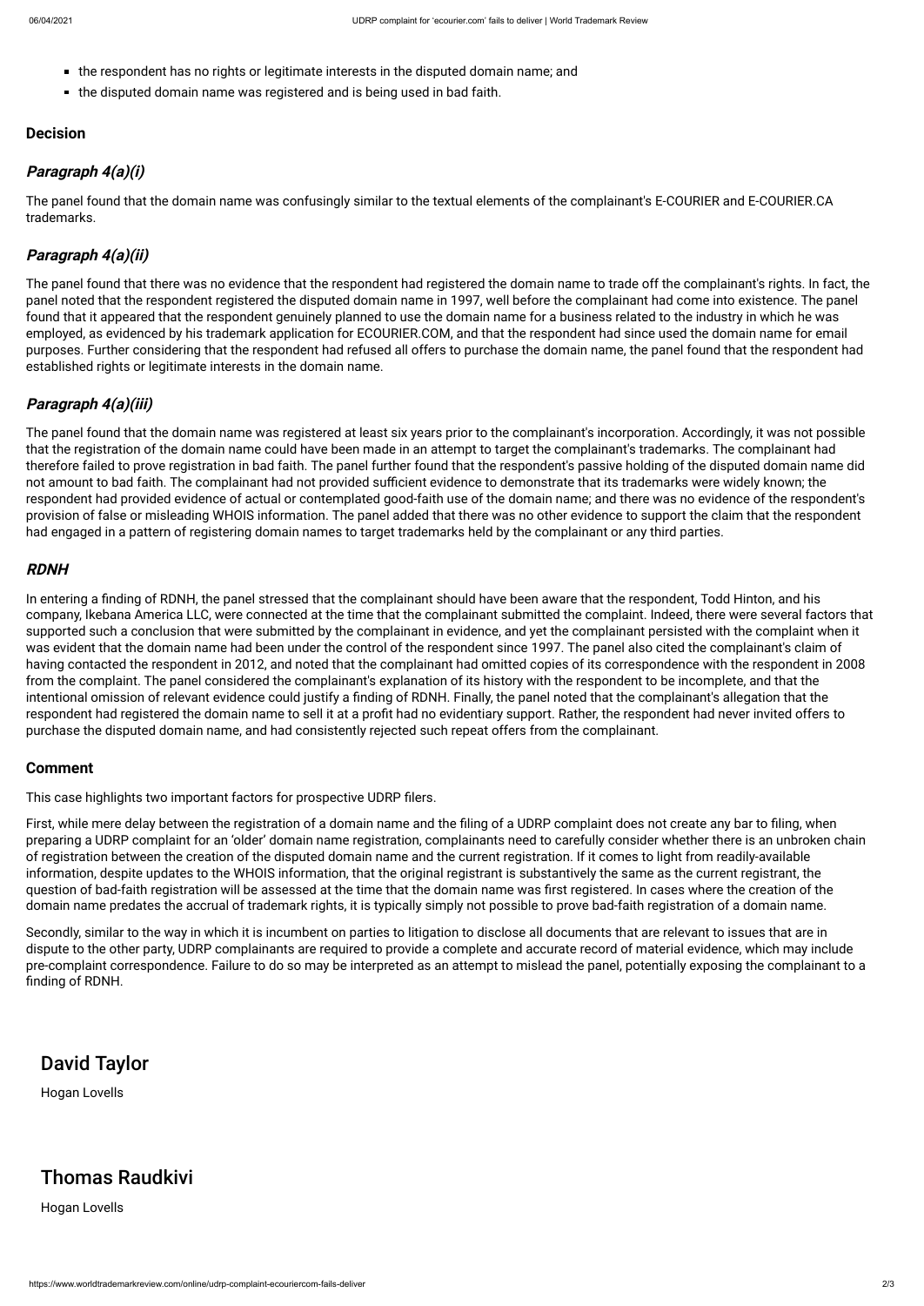- the respondent has no rights or legitimate interests in the disputed domain name; and
- the disputed domain name was registered and is being used in bad faith.

### Decision

### *Paragraph 4(a)(i)*

The panel found that the domain name was confusingly similar to the textual elements of the complainant's E-COURIER and E-COURIER.CA trademarks.

### *Paragraph 4(a)(ii)*

The panel found that there was no evidence that the respondent had registered the domain name to trade off the complainant's rights. In fact, the panel noted that the respondent registered the disputed domain name in 1997, well before the complainant had come into existence. The panel found that it appeared that the respondent genuinely planned to use the domain name for a business related to the industry in which he was employed, as evidenced by his trademark application for ECOURIER.COM, and that the respondent had since used the domain name for email purposes. Further considering that the respondent had refused all offers to purchase the domain name, the panel found that the respondent had established rights or legitimate interests in the domain name.

### *Paragraph 4(a)(iii)*

The panel found that the domain name was registered at least six years prior to the complainant's incorporation. Accordingly, it was not possible that the registration of the domain name could have been made in an attempt to target the complainant's trademarks. The complainant had therefore failed to prove registration in bad faith. The panel further found that the respondent's passive holding of the disputed domain name did not amount to bad faith. The complainant had not provided sufficient evidence to demonstrate that its trademarks were widely known; the respondent had provided evidence of actual or contemplated good-faith use of the domain name; and there was no evidence of the respondent's provision of false or misleading WHOIS information. The panel added that there was no other evidence to support the claim that the respondent had engaged in a pattern of registering domain names to target trademarks held by the complainant or any third parties.

### *RDNH*

In entering a finding of RDNH, the panel stressed that the complainant should have been aware that the respondent, Todd Hinton, and his company, Ikebana America LLC, were connected at the time that the complainant submitted the complaint. Indeed, there were several factors that supported such a conclusion that were submitted by the complainant in evidence, and yet the complainant persisted with the complaint when it was evident that the domain name had been under the control of the respondent since 1997. The panel also cited the complainant's claim of having contacted the respondent in 2012, and noted that the complainant had omitted copies of its correspondence with the respondent in 2008 from the complaint. The panel considered the complainant's explanation of its history with the respondent to be incomplete, and that the intentional omission of relevant evidence could justify a finding of RDNH. Finally, the panel noted that the complainant's allegation that the respondent had registered the domain name to sell it at a profit had no evidentiary support. Rather, the respondent had never invited offers to purchase the disputed domain name, and had consistently rejected such repeat offers from the complainant.

### Comment

This case highlights two important factors for prospective UDRP filers.

First, while mere delay between the registration of a domain name and the filing of a UDRP complaint does not create any bar to filing, when preparing a UDRP complaint for an 'older' domain name registration, complainants need to carefully consider whether there is an unbroken chain of registration between the creation of the disputed domain name and the current registration. If it comes to light from readily-available information, despite updates to the WHOIS information, that the original registrant is substantively the same as the current registrant, the question of bad-faith registration will be assessed at the time that the domain name was first registered. In cases where the creation of the domain name predates the accrual of trademark rights, it is typically simply not possible to prove bad-faith registration of a domain name.

Secondly, similar to the way in which it is incumbent on parties to litigation to disclose all documents that are relevant to issues that are in dispute to the other party, UDRP complainants are required to provide a complete and accurate record of material evidence, which may include pre-complaint correspondence. Failure to do so may be interpreted as an attempt to mislead the panel, potentially exposing the complainant to a finding of RDNH.

## David Taylor

Hogan Lovells

## Thomas Raudkivi

Hogan Lovells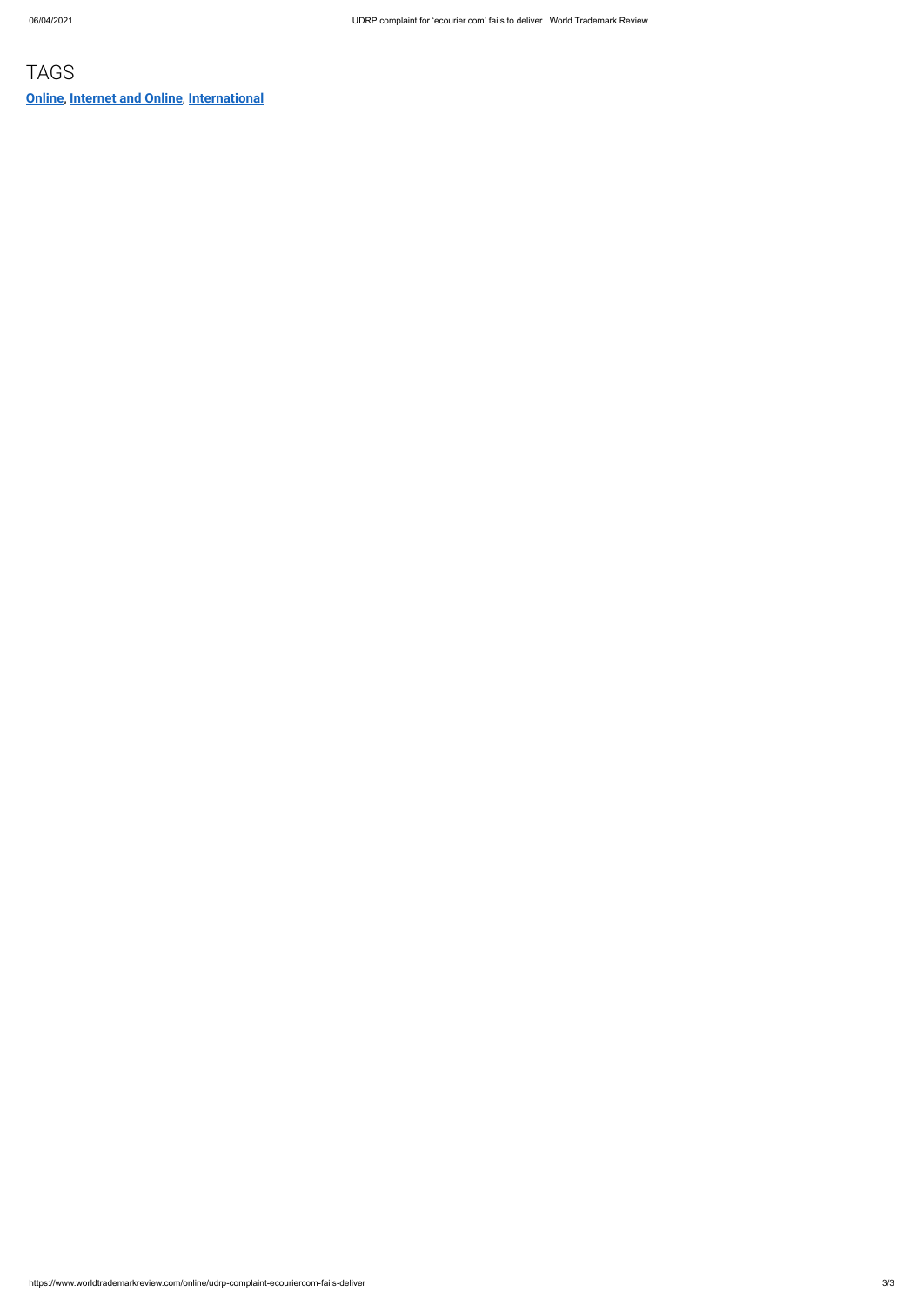# TAGS

**Online**, **Internet and Online**, **International**